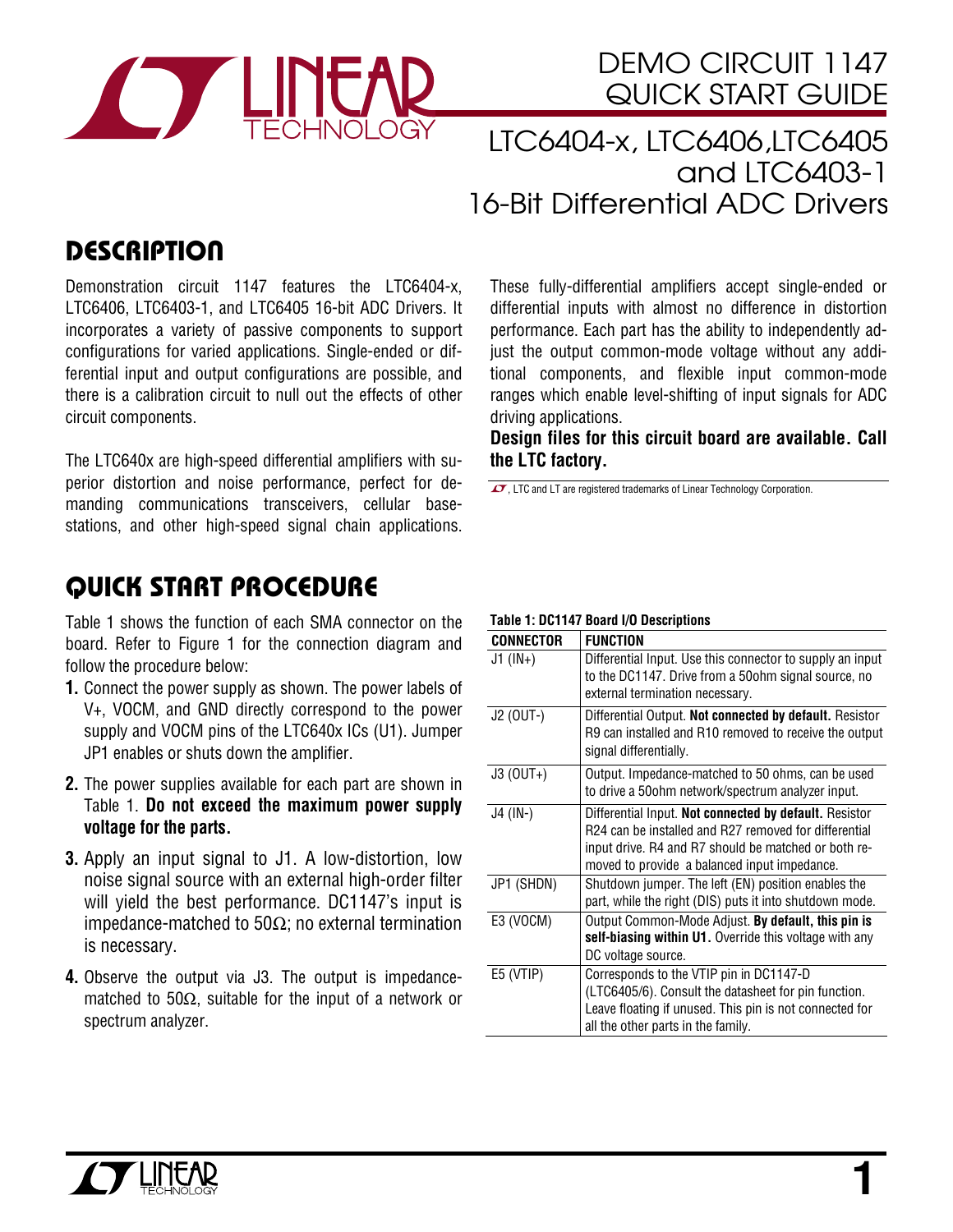# DEMO CIRCUIT 1147 QUICK START GUIDE

## LTC6404-x, LTC6406,LTC6405 and LTC6403-1 16-Bit Differential ADC Drivers

## DESCRIPTION

Demonstration circuit 1147 features the LTC6404-x, LTC6406, LTC6403-1, and LTC6405 16-bit ADC Drivers. It incorporates a variety of passive components to support configurations for varied applications. Single-ended or differential input and output configurations are possible, and there is a calibration circuit to null out the effects of other circuit components.

The LTC640x are high-speed differential amplifiers with superior distortion and noise performance, perfect for demanding communications transceivers, cellular basestations, and other high-speed signal chain applications.

These fully-differential amplifiers accept single-ended or differential inputs with almost no difference in distortion performance. Each part has the ability to independently adjust the output common-mode voltage without any additional components, and flexible input common-mode ranges which enable level-shifting of input signals for ADC driving applications.

**Design files for this circuit board are available. Call the LTC factory.**

LT, LTC and LT are registered trademarks of Linear Technology Corporation.

## QUICK START PROCEDURE

Table 1 shows the function of each SMA connector on the board. Refer to Figure 1 for the connection diagram and follow the procedure below:

1. Connect the power supply as shown. The power labels of V+, VOCM, and GND directly correspond to the power supply and VOCM pins of the LTC640x ICs (U1). Jumper JP1 enables or shuts down the amplifier.
2. The power supplies available for each part are shown in Table 1. **Do not exceed the maximum power supply voltage for the parts.**
3. Apply an input signal to J1. A low-distortion, low noise signal source with an external high-order filter will yield the best performance. DC1147's input is impedance-matched to 50Ω; no external termination is necessary.
4. Observe the output via J3. The output is impedance-matched to 50Ω, suitable for the input of a network or spectrum analyzer.

**Table 1: DC1147 Board I/O Descriptions**

| CONNECTOR | FUNCTION |
|---|---|
| J1 (IN+) | Differential Input. Use this connector to supply an input to the DC1147. Drive from a 50ohm signal source, no external termination necessary. |
| J2 (OUT-) | Differential Output. **Not connected by default.** Resistor R9 can installed and R10 removed to receive the output signal differentially. |
| J3 (OUT+) | Output. Impedance-matched to 50 ohms, can be used to drive a 50ohm network/spectrum analyzer input. |
| J4 (IN-) | Differential Input. **Not connected by default.** Resistor R24 can be installed and R27 removed for differential input drive. R4 and R7 should be matched or both removed to provide a balanced input impedance. |
| JP1 (SHDN) | Shutdown jumper. The left (EN) position enables the part, while the right (DIS) puts it into shutdown mode. |
| E3 (VOCM) | Output Common-Mode Adjust. **By default, this pin is self-biasing within U1.** Override this voltage with any DC voltage source. |
| E5 (VTIP) | Corresponds to the VTIP pin in DC1147-D (LTC6405/6). Consult the datasheet for pin function. Leave floating if unused. This pin is not connected for all the other parts in the family. |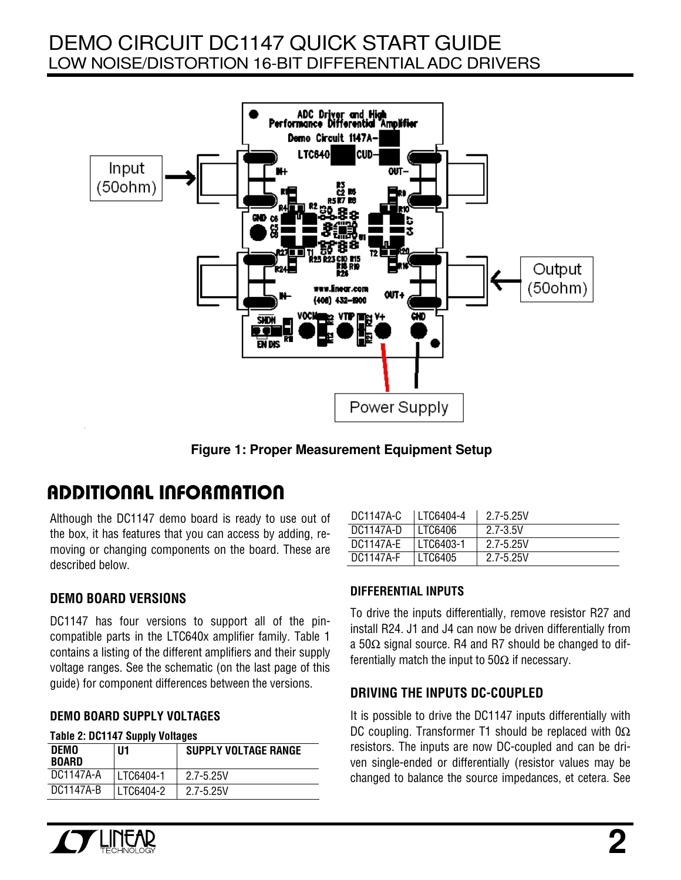**Figure 1: Proper Measurement Equipment Setup**

## ADDITIONAL INFORMATION

Although the DC1147 demo board is ready to use out of the box, it has features that you can access by adding, removing or changing components on the board. These are described below.

### DEMO BOARD VERSIONS

DC1147 has four versions to support all of the pin-compatible parts in the LTC640x amplifier family. Table 1 contains a listing of the different amplifiers and their supply voltage ranges. See the schematic (on the last page of this guide) for component differences between the versions.

### DEMO BOARD SUPPLY VOLTAGES

**Table 2: DC1147 Supply Voltages**

| DEMO BOARD | U1 | SUPPLY VOLTAGE RANGE |
|---|---|---|
| DC1147A-A | LTC6404-1 | 2.7-5.25V |
| DC1147A-B | LTC6404-2 | 2.7-5.25V |
| DC1147A-C | LTC6404-4 | 2.7-5.25V |
| DC1147A-D | LTC6406 | 2.7-3.5V |
| DC1147A-E | LTC6403-1 | 2.7-5.25V |
| DC1147A-F | LTC6405 | 2.7-5.25V |

### DIFFERENTIAL INPUTS

To drive the inputs differentially, remove resistor R27 and install R24. J1 and J4 can now be driven differentially from a 50Ω signal source. R4 and R7 should be changed to differentially match the input to 50Ω if necessary.

### DRIVING THE INPUTS DC-COUPLED

It is possible to drive the DC1147 inputs differentially with DC coupling. Transformer T1 should be replaced with 0Ω resistors. The inputs are now DC-coupled and can be driven single-ended or differentially (resistor values may be changed to balance the source impedances, et cetera. See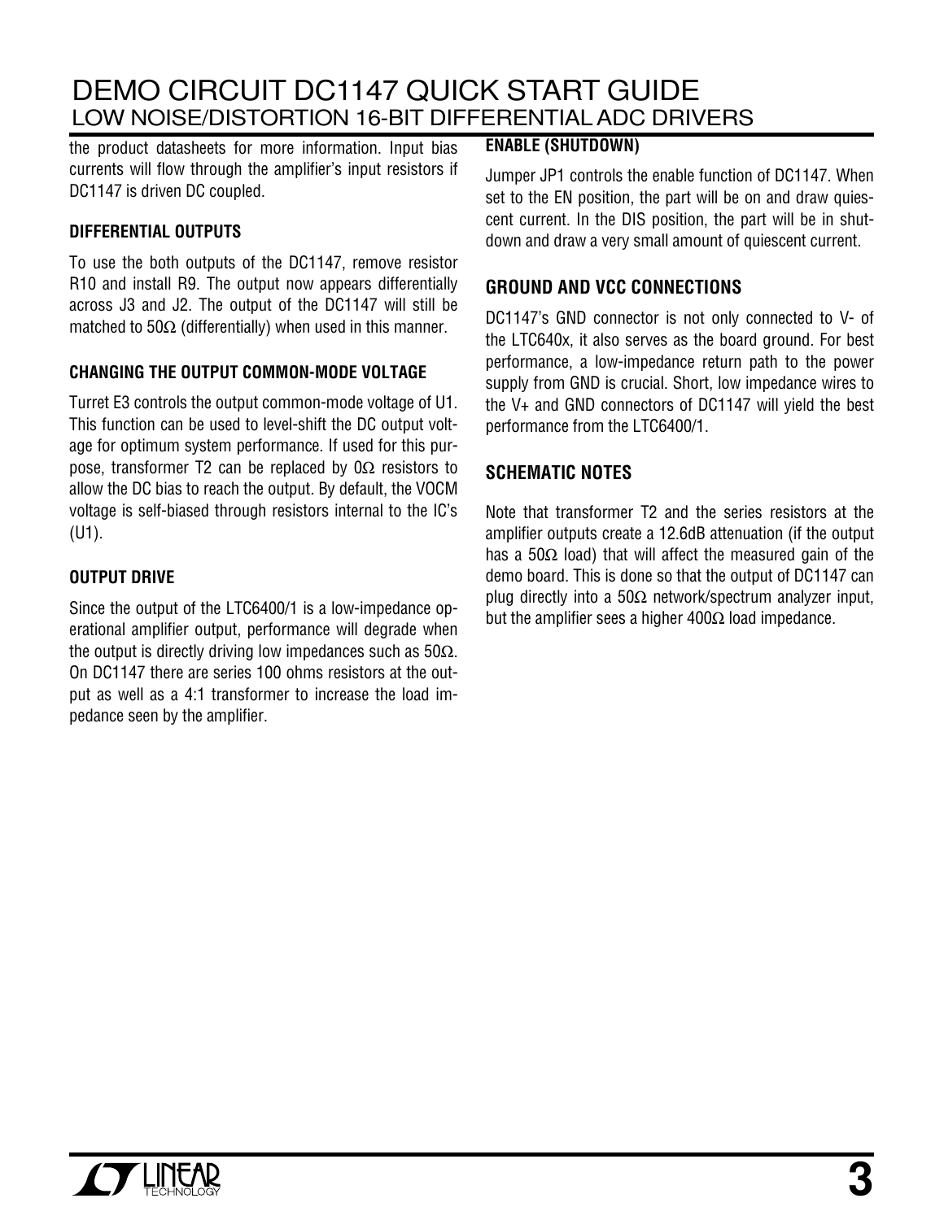the product datasheets for more information. Input bias currents will flow through the amplifier's input resistors if DC1147 is driven DC coupled.

### DIFFERENTIAL OUTPUTS

To use the both outputs of the DC1147, remove resistor R10 and install R9. The output now appears differentially across J3 and J2. The output of the DC1147 will still be matched to 50Ω (differentially) when used in this manner.

### CHANGING THE OUTPUT COMMON-MODE VOLTAGE

Turret E3 controls the output common-mode voltage of U1. This function can be used to level-shift the DC output voltage for optimum system performance. If used for this purpose, transformer T2 can be replaced by 0Ω resistors to allow the DC bias to reach the output. By default, the VOCM voltage is self-biased through resistors internal to the IC's (U1).

### OUTPUT DRIVE

Since the output of the LTC6400/1 is a low-impedance operational amplifier output, performance will degrade when the output is directly driving low impedances such as 50Ω. On DC1147 there are series 100 ohms resistors at the output as well as a 4:1 transformer to increase the load impedance seen by the amplifier.

### ENABLE (SHUTDOWN)

Jumper JP1 controls the enable function of DC1147. When set to the EN position, the part will be on and draw quiescent current. In the DIS position, the part will be in shutdown and draw a very small amount of quiescent current.

## GROUND AND VCC CONNECTIONS

DC1147's GND connector is not only connected to V- of the LTC640x, it also serves as the board ground. For best performance, a low-impedance return path to the power supply from GND is crucial. Short, low impedance wires to the V+ and GND connectors of DC1147 will yield the best performance from the LTC6400/1.

## SCHEMATIC NOTES

Note that transformer T2 and the series resistors at the amplifier outputs create a 12.6dB attenuation (if the output has a 50Ω load) that will affect the measured gain of the demo board. This is done so that the output of DC1147 can plug directly into a 50Ω network/spectrum analyzer input, but the amplifier sees a higher 400Ω load impedance.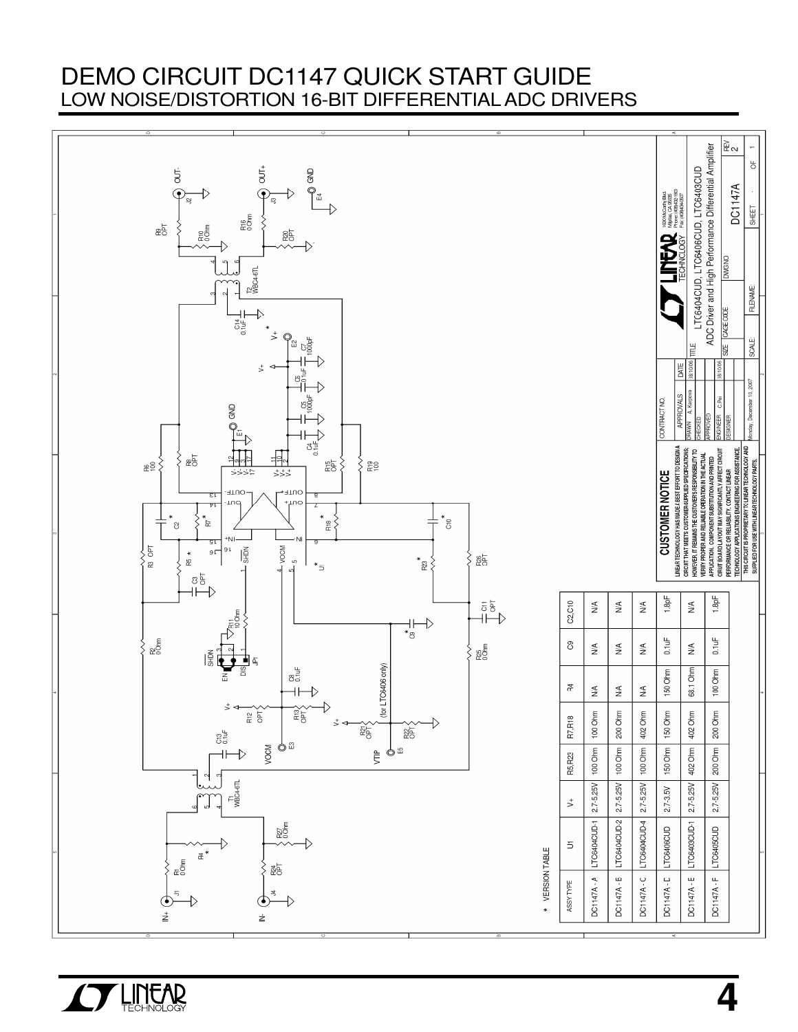# DEMO CIRCUIT DC1147 QUICK START GUIDE

## LOW NOISE/DISTORTION 16-BIT DIFFERENTIAL ADC DRIVERS

\* VERSION TABLE

| ASSY TYPE | U1 | V+ | R5,R22 | R7,R18 | R4 | C9 | C2,C10 |
|---|---|---|---|---|---|---|---|
| DC1147A - A | LTC6404CUD-1 | 2.7-5.25V | 100 Ohm | 100 Ohm | N/A | N/A | N/A |
| DC1147A - B | LTC6404CUD-2 | 2.7-5.25V | 100 Ohm | 200 Ohm | N/A | N/A | N/A |
| DC1147A - C | LTC6404CUD-4 | 2.7-5.25V | 100 Ohm | 402 Ohm | N/A | N/A | N/A |
| DC1147A - D | LTC6406CUD | 2.7-3.5V | 150 Ohm | 150 Ohm | 150 Ohm | 0.1uF | 1.8pF |
| DC1147A - E | LTC6403CUD-1 | 2.7-5.25V | 402 Ohm | 402 Ohm | 68.1 Ohm | N/A | N/A |
| DC1147A - F | LTC6405CUD | 2.7-5.25V | 200 Ohm | 200 Ohm | 100 Ohm | 0.1uF | 1.8pF |

**CUSTOMER NOTICE**

LINEAR TECHNOLOGY HAS MADE A BEST EFFORT TO DESIGN A CIRCUIT THAT MEETS CUSTOMER-SUPPLIED SPECIFICATIONS; HOWEVER, IT REMAINS THE CUSTOMER'S RESPONSIBILITY TO VERIFY PROPER AND RELIABLE OPERATION IN THE ACTUAL APPLICATION. COMPONENT SUBSTITUTION AND PRINTED CIRCUIT BOARD LAYOUT MAY SIGNIFICANTLY AFFECT CIRCUIT PERFORMANCE OR RELIABILITY. CONTACT LINEAR TECHNOLOGY APPLICATIONS ENGINEERING FOR ASSISTANCE.

THIS CIRCUIT IS PROPRIETARY TO LINEAR TECHNOLOGY AND SUPPLIED FOR USE WITH LINEAR TECHNOLOGY PARTS.

| CONTRACT NO. | | |
|---|---|---|
| APPROVALS | | DATE |
| DRAWN | A. Karpova | 3/10/06 |
| CHECKED | | |
| APPROVED | | |
| ENGINEER | C. Pau | 3/10/06 |
| DESIGNER | | |

Monday, December 10, 2007

LINEAR TECHNOLOGY — 1630 McCarthy Blvd. Milpitas, CA 95035 Phone: (408)432-1900 Fax: (408)434-0507

TITLE: LTC6404CUD, LTC6406CUD, LTC6403CUD ADC Driver and High Performance Differential Amplifier

SIZE | CAGE CODE | DWG NO: DC1147A | REV: 2

SCALE: | FILENAME: | SHEET 1 OF 1